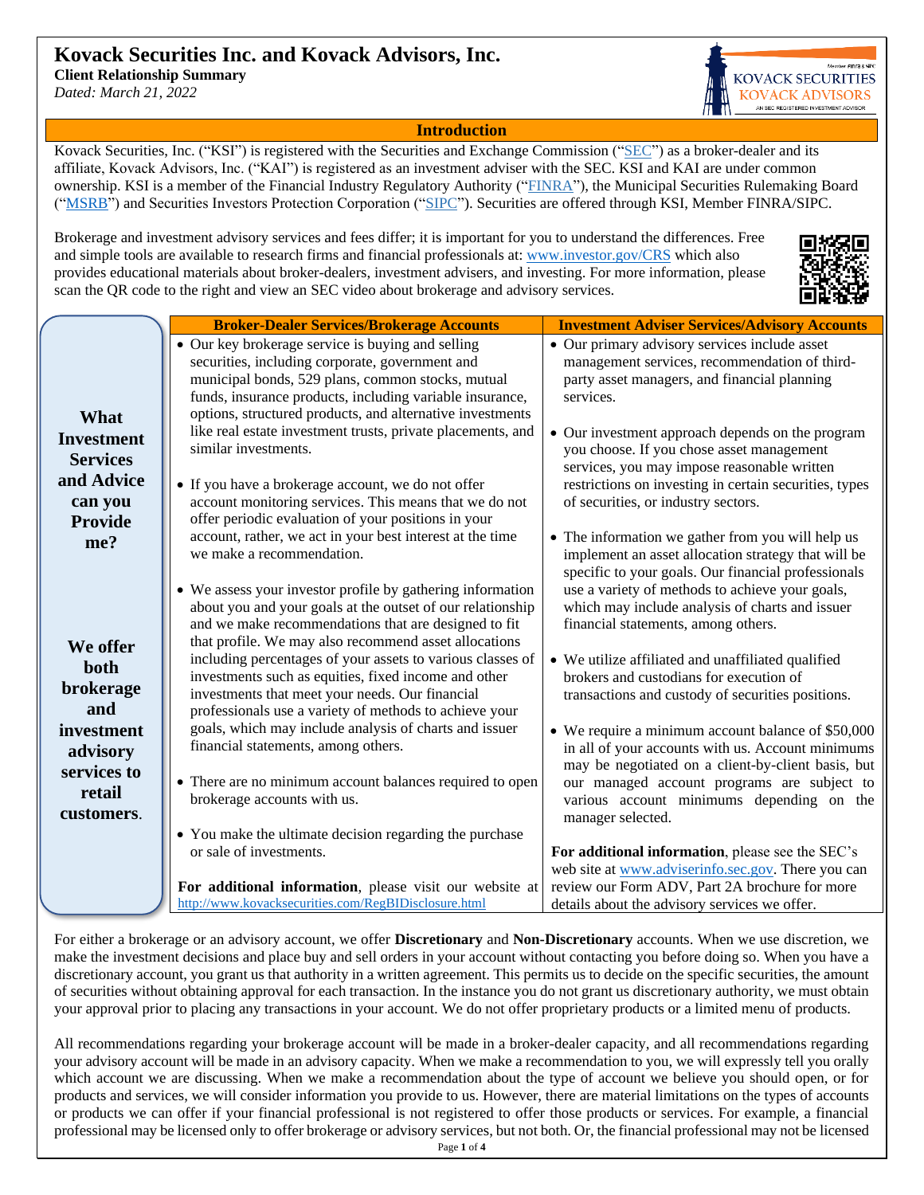# Kovack Securities Inc. and Kovack Advisors, Inc.

**Client Relationship Summary**

*Dated: March 21, 2022*

## Introduction

Kovack Securities, Inc. ("KSI") is registered with the Securities and Exchange Commission ("SEC") as a broker-dealer and its affiliate, Kovack Advisors, Inc. ("KAI") is registered as an investment adviser with the SEC. KSI and KAI are under common ownership. KSI is a member of the Financial Industry Regulatory Authority ("FINRA"), the Municipal Securities Rulemaking Board ("MSRB") and Securities Investors Protection Corporation ("SIPC"). Securities are offered through KSI, Member FINRA/SIPC.

Brokerage and investment advisory services and fees differ; it is important for you to understand the differences. Free and simple tools are available to research firms and financial professionals at: www.investor.gov/CRS which also provides educational materials about broker-dealers, investment advisers, and investing. For more information, please scan the QR code to the right and view an SEC video about brokerage and advisory services.

## What Investment Services and Advice can you Provide me?

**We offer both brokerage and investment advisory services to retail customers.**

### Broker-Dealer Services/Brokerage Accounts

- Our key brokerage service is buying and selling securities, including corporate, government and municipal bonds, 529 plans, common stocks, mutual funds, insurance products, including variable insurance, options, structured products, and alternative investments like real estate investment trusts, private placements, and similar investments.
- If you have a brokerage account, we do not offer account monitoring services. This means that we do not offer periodic evaluation of your positions in your account, rather, we act in your best interest at the time we make a recommendation.
- We assess your investor profile by gathering information about you and your goals at the outset of our relationship and we make recommendations that are designed to fit that profile. We may also recommend asset allocations including percentages of your assets to various classes of investments such as equities, fixed income and other investments that meet your needs. Our financial professionals use a variety of methods to achieve your goals, which may include analysis of charts and issuer financial statements, among others.
- There are no minimum account balances required to open brokerage accounts with us.
- You make the ultimate decision regarding the purchase or sale of investments.

**For additional information**, please visit our website at http://www.kovacksecurities.com/RegBIDisclosure.html

### Investment Adviser Services/Advisory Accounts

- Our primary advisory services include asset management services, recommendation of third-party asset managers, and financial planning services.
- Our investment approach depends on the program you choose. If you chose asset management services, you may impose reasonable written restrictions on investing in certain securities, types of securities, or industry sectors.
- The information we gather from you will help us implement an asset allocation strategy that will be specific to your goals. Our financial professionals use a variety of methods to achieve your goals, which may include analysis of charts and issuer financial statements, among others.
- We utilize affiliated and unaffiliated qualified brokers and custodians for execution of transactions and custody of securities positions.
- We require a minimum account balance of $50,000 in all of your accounts with us. Account minimums may be negotiated on a client-by-client basis, but our managed account programs are subject to various account minimums depending on the manager selected.

**For additional information**, please see the SEC's web site at www.adviserinfo.sec.gov. There you can review our Form ADV, Part 2A brochure for more details about the advisory services we offer.

For either a brokerage or an advisory account, we offer **Discretionary** and **Non-Discretionary** accounts. When we use discretion, we make the investment decisions and place buy and sell orders in your account without contacting you before doing so. When you have a discretionary account, you grant us that authority in a written agreement. This permits us to decide on the specific securities, the amount of securities without obtaining approval for each transaction. In the instance you do not grant us discretionary authority, we must obtain your approval prior to placing any transactions in your account. We do not offer proprietary products or a limited menu of products.

All recommendations regarding your brokerage account will be made in a broker-dealer capacity, and all recommendations regarding your advisory account will be made in an advisory capacity. When we make a recommendation to you, we will expressly tell you orally which account we are discussing. When we make a recommendation about the type of account we believe you should open, or for products and services, we will consider information you provide to us. However, there are material limitations on the types of accounts or products we can offer if your financial professional is not registered to offer those products or services. For example, a financial professional may be licensed only to offer brokerage or advisory services, but not both. Or, the financial professional may not be licensed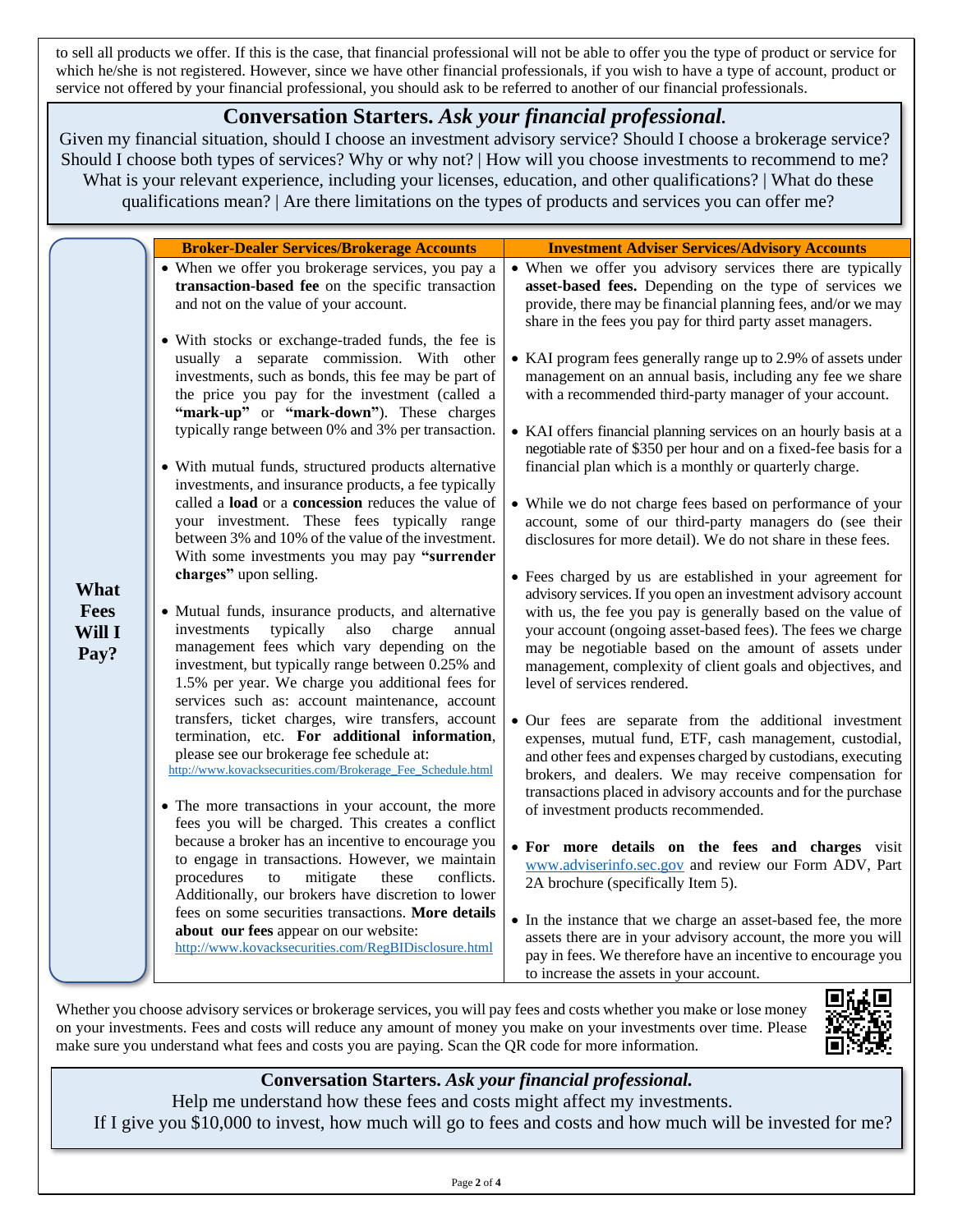to sell all products we offer. If this is the case, that financial professional will not be able to offer you the type of product or service for which he/she is not registered. However, since we have other financial professionals, if you wish to have a type of account, product or service not offered by your financial professional, you should ask to be referred to another of our financial professionals.

## Conversation Starters. *Ask your financial professional.*

Given my financial situation, should I choose an investment advisory service? Should I choose a brokerage service? Should I choose both types of services? Why or why not? | How will you choose investments to recommend to me? What is your relevant experience, including your licenses, education, and other qualifications? | What do these qualifications mean? | Are there limitations on the types of products and services you can offer me?

## What Fees Will I Pay?

| Broker-Dealer Services/Brokerage Accounts | Investment Adviser Services/Advisory Accounts |
| --- | --- |
| • When we offer you brokerage services, you pay a **transaction-based fee** on the specific transaction and not on the value of your account.<br><br>• With stocks or exchange-traded funds, the fee is usually a separate commission. With other investments, such as bonds, this fee may be part of the price you pay for the investment (called a **"mark-up"** or **"mark-down"**). These charges typically range between 0% and 3% per transaction.<br><br>• With mutual funds, structured products alternative investments, and insurance products, a fee typically called a **load** or a **concession** reduces the value of your investment. These fees typically range between 3% and 10% of the value of the investment. With some investments you may pay **"surrender charges"** upon selling.<br><br>• Mutual funds, insurance products, and alternative investments typically also charge annual management fees which vary depending on the investment, but typically range between 0.25% and 1.5% per year. We charge you additional fees for services such as: account maintenance, account transfers, ticket charges, wire transfers, account termination, etc. **For additional information**, please see our brokerage fee schedule at: http://www.kovacksecurities.com/Brokerage_Fee_Schedule.html<br><br>• The more transactions in your account, the more fees you will be charged. This creates a conflict because a broker has an incentive to encourage you to engage in transactions. However, we maintain procedures to mitigate these conflicts. Additionally, our brokers have discretion to lower fees on some securities transactions. **More details about our fees** appear on our website: http://www.kovacksecurities.com/RegBIDisclosure.html | • When we offer you advisory services there are typically **asset-based fees.** Depending on the type of services we provide, there may be financial planning fees, and/or we may share in the fees you pay for third party asset managers.<br><br>• KAI program fees generally range up to 2.9% of assets under management on an annual basis, including any fee we share with a recommended third-party manager of your account.<br><br>• KAI offers financial planning services on an hourly basis at a negotiable rate of $350 per hour and on a fixed-fee basis for a financial plan which is a monthly or quarterly charge.<br><br>• While we do not charge fees based on performance of your account, some of our third-party managers do (see their disclosures for more detail). We do not share in these fees.<br><br>• Fees charged by us are established in your agreement for advisory services. If you open an investment advisory account with us, the fee you pay is generally based on the value of your account (ongoing asset-based fees). The fees we charge may be negotiable based on the amount of assets under management, complexity of client goals and objectives, and level of services rendered.<br><br>• Our fees are separate from the additional investment expenses, mutual fund, ETF, cash management, custodial, and other fees and expenses charged by custodians, executing brokers, and dealers. We may receive compensation for transactions placed in advisory accounts and for the purchase of investment products recommended.<br><br>• **For more details on the fees and charges** visit www.adviserinfo.sec.gov and review our Form ADV, Part 2A brochure (specifically Item 5).<br><br>• In the instance that we charge an asset-based fee, the more assets there are in your advisory account, the more you will pay in fees. We therefore have an incentive to encourage you to increase the assets in your account. |

Whether you choose advisory services or brokerage services, you will pay fees and costs whether you make or lose money on your investments. Fees and costs will reduce any amount of money you make on your investments over time. Please make sure you understand what fees and costs you are paying. Scan the QR code for more information.

## Conversation Starters. *Ask your financial professional.*

Help me understand how these fees and costs might affect my investments.
If I give you $10,000 to invest, how much will go to fees and costs and how much will be invested for me?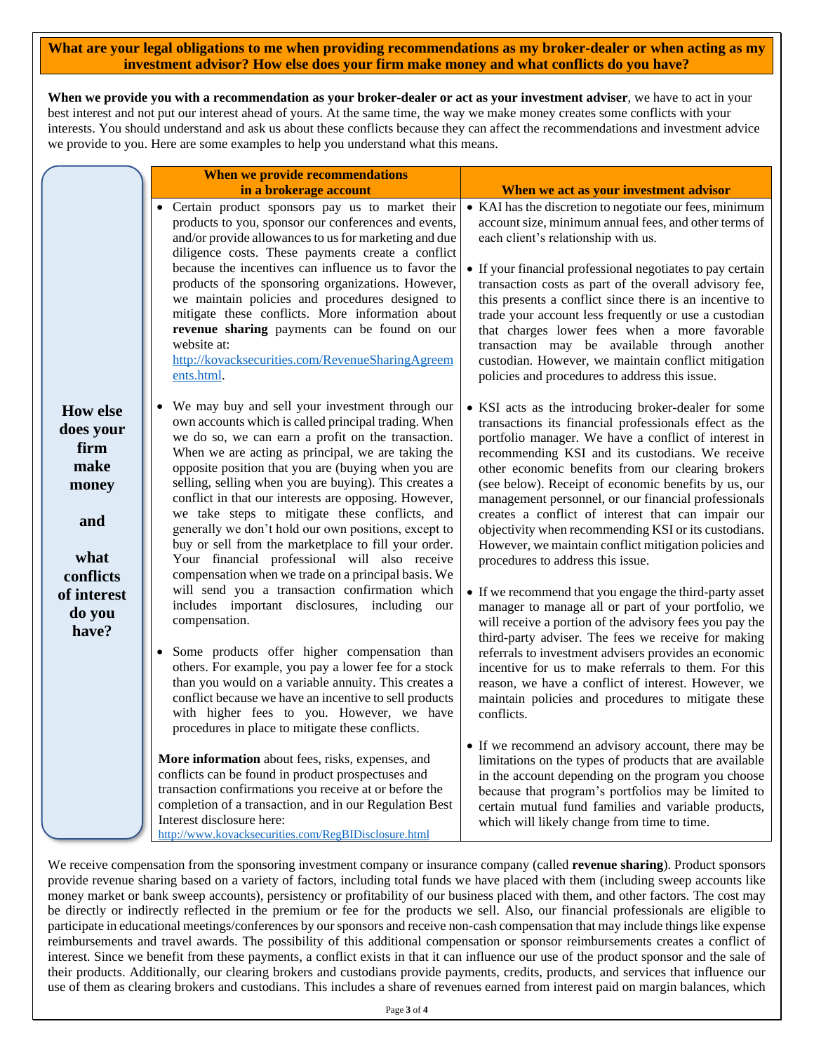**What are your legal obligations to me when providing recommendations as my broker-dealer or when acting as my investment advisor? How else does your firm make money and what conflicts do you have?**

**When we provide you with a recommendation as your broker-dealer or act as your investment adviser**, we have to act in your best interest and not put our interest ahead of yours. At the same time, the way we make money creates some conflicts with your interests. You should understand and ask us about these conflicts because they can affect the recommendations and investment advice we provide to you. Here are some examples to help you understand what this means.

| | When we provide recommendations in a brokerage account | When we act as your investment advisor |
|---|---|---|
| **How else does your firm make money and what conflicts of interest do you have?** | • Certain product sponsors pay us to market their products to you, sponsor our conferences and events, and/or provide allowances to us for marketing and due diligence costs. These payments create a conflict because the incentives can influence us to favor the products of the sponsoring organizations. However, we maintain policies and procedures designed to mitigate these conflicts. More information about **revenue sharing** payments can be found on our website at: http://kovacksecurities.com/RevenueSharingAgreements.html.<br><br>• We may buy and sell your investment through our own accounts which is called principal trading. When we do so, we can earn a profit on the transaction. When we are acting as principal, we are taking the opposite position that you are (buying when you are selling, selling when you are buying). This creates a conflict in that our interests are opposing. However, we take steps to mitigate these conflicts, and generally we don't hold our own positions, except to buy or sell from the marketplace to fill your order. Your financial professional will also receive compensation when we trade on a principal basis. We will send you a transaction confirmation which includes important disclosures, including our compensation.<br><br>• Some products offer higher compensation than others. For example, you pay a lower fee for a stock than you would on a variable annuity. This creates a conflict because we have an incentive to sell products with higher fees to you. However, we have procedures in place to mitigate these conflicts.<br><br>**More information** about fees, risks, expenses, and conflicts can be found in product prospectuses and transaction confirmations you receive at or before the completion of a transaction, and in our Regulation Best Interest disclosure here: http://www.kovacksecurities.com/RegBIDisclosure.html | • KAI has the discretion to negotiate our fees, minimum account size, minimum annual fees, and other terms of each client's relationship with us.<br><br>• If your financial professional negotiates to pay certain transaction costs as part of the overall advisory fee, this presents a conflict since there is an incentive to trade your account less frequently or use a custodian that charges lower fees when a more favorable transaction may be available through another custodian. However, we maintain conflict mitigation policies and procedures to address this issue.<br><br>• KSI acts as the introducing broker-dealer for some transactions its financial professionals effect as the portfolio manager. We have a conflict of interest in recommending KSI and its custodians. We receive other economic benefits from our clearing brokers (see below). Receipt of economic benefits by us, our management personnel, or our financial professionals creates a conflict of interest that can impair our objectivity when recommending KSI or its custodians. However, we maintain conflict mitigation policies and procedures to address this issue.<br><br>• If we recommend that you engage the third-party asset manager to manage all or part of your portfolio, we will receive a portion of the advisory fees you pay the third-party adviser. The fees we receive for making referrals to investment advisers provides an economic incentive for us to make referrals to them. For this reason, we have a conflict of interest. However, we maintain policies and procedures to mitigate these conflicts.<br><br>• If we recommend an advisory account, there may be limitations on the types of products that are available in the account depending on the program you choose because that program's portfolios may be limited to certain mutual fund families and variable products, which will likely change from time to time. |

We receive compensation from the sponsoring investment company or insurance company (called **revenue sharing**). Product sponsors provide revenue sharing based on a variety of factors, including total funds we have placed with them (including sweep accounts like money market or bank sweep accounts), persistency or profitability of our business placed with them, and other factors. The cost may be directly or indirectly reflected in the premium or fee for the products we sell. Also, our financial professionals are eligible to participate in educational meetings/conferences by our sponsors and receive non-cash compensation that may include things like expense reimbursements and travel awards. The possibility of this additional compensation or sponsor reimbursements creates a conflict of interest. Since we benefit from these payments, a conflict exists in that it can influence our use of the product sponsor and the sale of their products. Additionally, our clearing brokers and custodians provide payments, credits, products, and services that influence our use of them as clearing brokers and custodians. This includes a share of revenues earned from interest paid on margin balances, which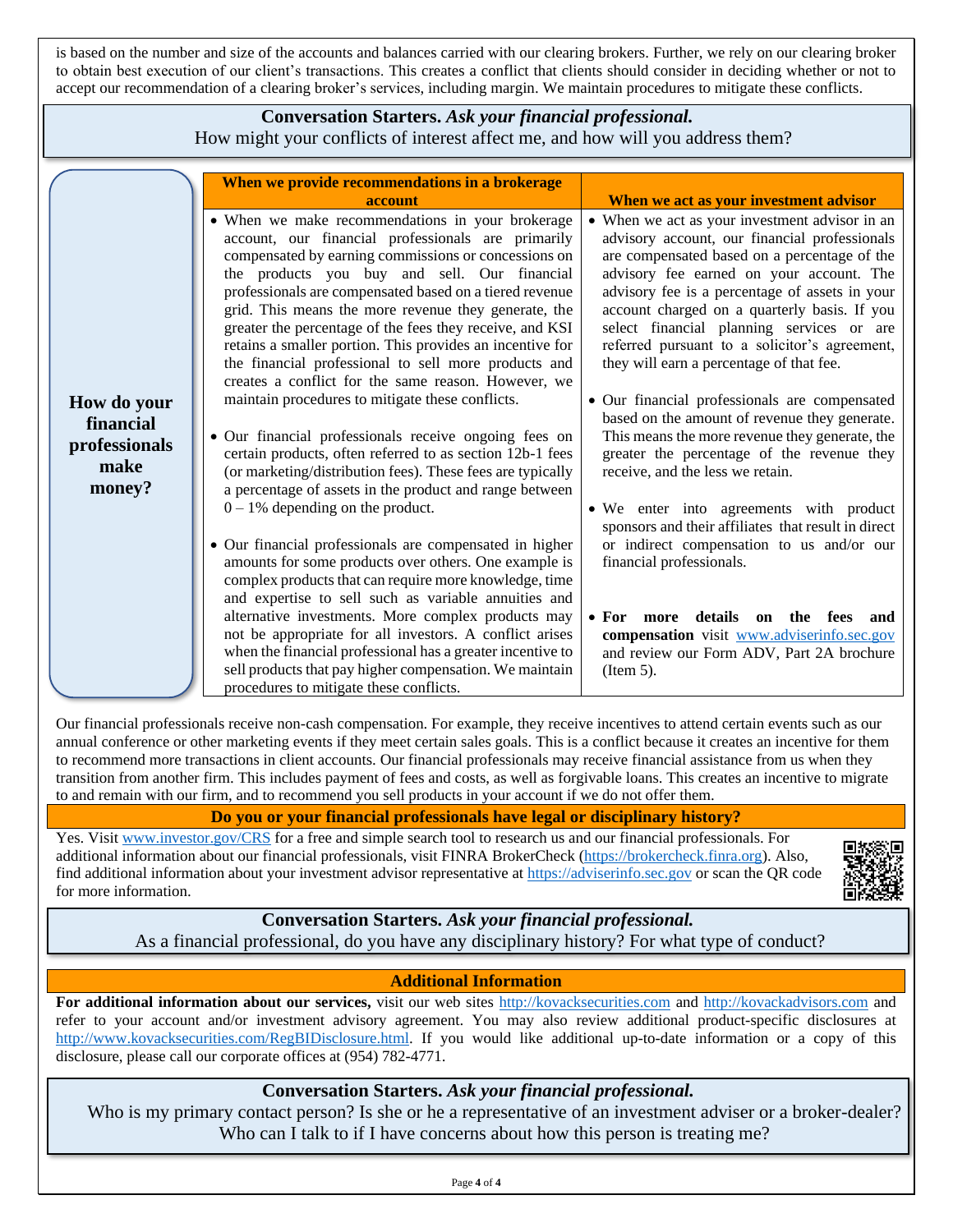is based on the number and size of the accounts and balances carried with our clearing brokers. Further, we rely on our clearing broker to obtain best execution of our client's transactions. This creates a conflict that clients should consider in deciding whether or not to accept our recommendation of a clearing broker's services, including margin. We maintain procedures to mitigate these conflicts.

**Conversation Starters.** ***Ask your financial professional.***
How might your conflicts of interest affect me, and how will you address them?

| | When we provide recommendations in a brokerage account | When we act as your investment advisor |
|---|---|---|
| **How do your financial professionals make money?** | • When we make recommendations in your brokerage account, our financial professionals are primarily compensated by earning commissions or concessions on the products you buy and sell. Our financial professionals are compensated based on a tiered revenue grid. This means the more revenue they generate, the greater the percentage of the fees they receive, and KSI retains a smaller portion. This provides an incentive for the financial professional to sell more products and creates a conflict for the same reason. However, we maintain procedures to mitigate these conflicts.<br><br>• Our financial professionals receive ongoing fees on certain products, often referred to as section 12b-1 fees (or marketing/distribution fees). These fees are typically a percentage of assets in the product and range between 0 – 1% depending on the product.<br><br>• Our financial professionals are compensated in higher amounts for some products over others. One example is complex products that can require more knowledge, time and expertise to sell such as variable annuities and alternative investments. More complex products may not be appropriate for all investors. A conflict arises when the financial professional has a greater incentive to sell products that pay higher compensation. We maintain procedures to mitigate these conflicts. | • When we act as your investment advisor in an advisory account, our financial professionals are compensated based on a percentage of the advisory fee earned on your account. The advisory fee is a percentage of assets in your account charged on a quarterly basis. If you select financial planning services or are referred pursuant to a solicitor's agreement, they will earn a percentage of that fee.<br><br>• Our financial professionals are compensated based on the amount of revenue they generate. This means the more revenue they generate, the greater the percentage of the revenue they receive, and the less we retain.<br><br>• We enter into agreements with product sponsors and their affiliates that result in direct or indirect compensation to us and/or our financial professionals.<br><br>• **For more details on the fees and compensation** visit www.adviserinfo.sec.gov and review our Form ADV, Part 2A brochure (Item 5). |

Our financial professionals receive non-cash compensation. For example, they receive incentives to attend certain events such as our annual conference or other marketing events if they meet certain sales goals. This is a conflict because it creates an incentive for them to recommend more transactions in client accounts. Our financial professionals may receive financial assistance from us when they transition from another firm. This includes payment of fees and costs, as well as forgivable loans. This creates an incentive to migrate to and remain with our firm, and to recommend you sell products in your account if we do not offer them.

## Do you or your financial professionals have legal or disciplinary history?

Yes. Visit www.investor.gov/CRS for a free and simple search tool to research us and our financial professionals. For additional information about our financial professionals, visit FINRA BrokerCheck (https://brokercheck.finra.org). Also, find additional information about your investment advisor representative at https://adviserinfo.sec.gov or scan the QR code for more information.

**Conversation Starters.** ***Ask your financial professional.***
As a financial professional, do you have any disciplinary history? For what type of conduct?

## Additional Information

**For additional information about our services,** visit our web sites http://kovacksecurities.com and http://kovackadvisors.com and refer to your account and/or investment advisory agreement. You may also review additional product-specific disclosures at http://www.kovacksecurities.com/RegBIDisclosure.html. If you would like additional up-to-date information or a copy of this disclosure, please call our corporate offices at (954) 782-4771.

**Conversation Starters.** ***Ask your financial professional.***
Who is my primary contact person? Is she or he a representative of an investment adviser or a broker-dealer? Who can I talk to if I have concerns about how this person is treating me?